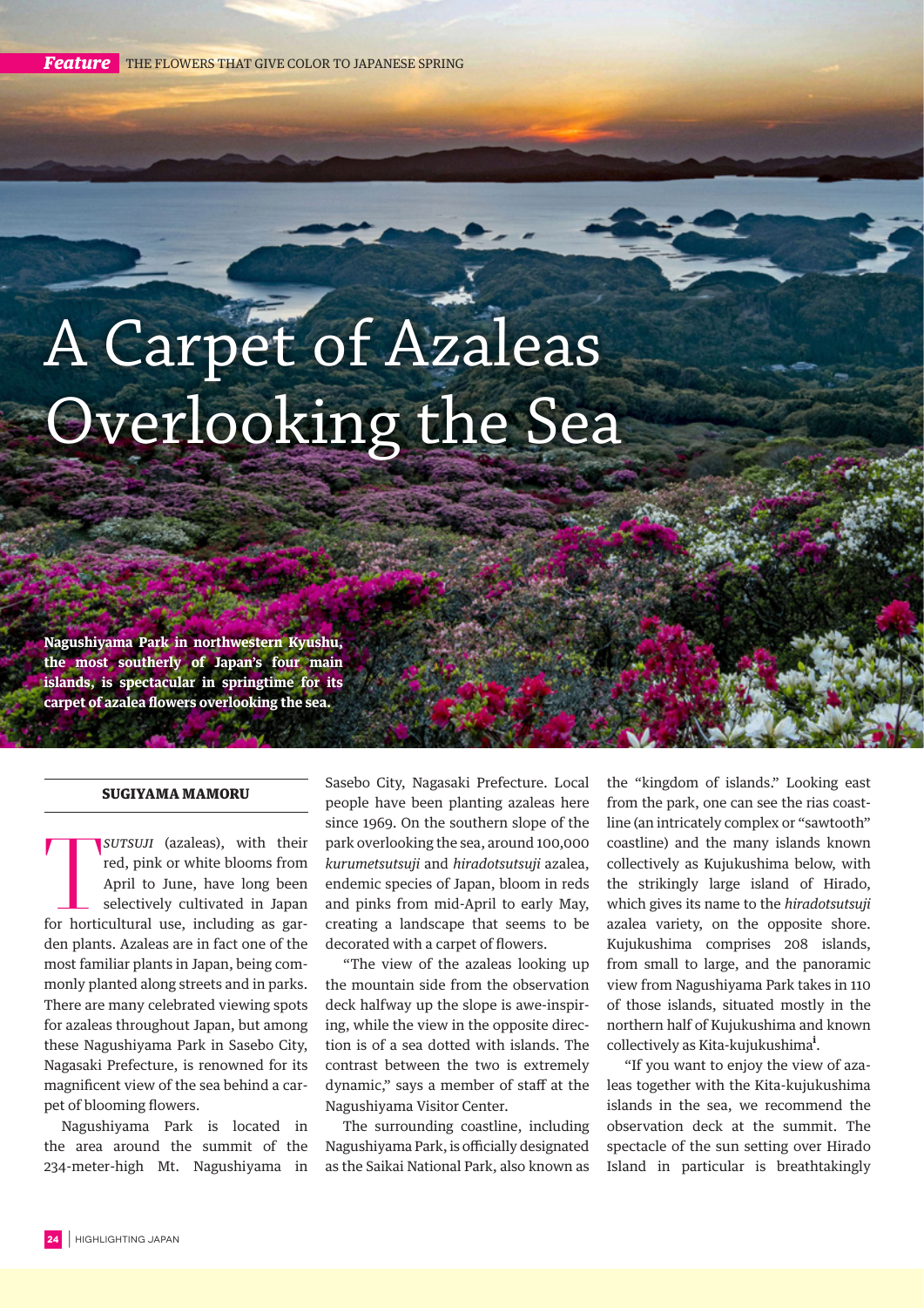# A Carpet of Azaleas Overlooking the Sea

**Nagushiyama Park in northwestern Kyushu, the most southerly of Japan's four main islands, is spectacular in springtime for its carpet of azalea flowers overlooking the sea.**

**SUGIYAMA MAMORU**

*TSUTSUJI* (azaleas), with their red, pink or white blooms from April to June, have long been selectively cultivated in Japan for horticultural use, including as garden plants. Azaleas are in fact one of the most familiar plants in Japan, being commonly planted along streets and in parks. There are many celebrated viewing spots for azaleas throughout Japan, but among these Nagushiyama Park in Sasebo City, Nagasaki Prefecture, is renowned for its magnificent view of the sea behind a carpet of blooming flowers.

Nagushiyama Park is located in the area around the summit of the 234-meter-high Mt. Nagushiyama in Sasebo City, Nagasaki Prefecture. Local people have been planting azaleas here since 1969. On the southern slope of the park overlooking the sea, around 100,000 *kurumetsutsuji* and *hiradotsutsuji* azalea, endemic species of Japan, bloom in reds and pinks from mid-April to early May, creating a landscape that seems to be decorated with a carpet of flowers.

"The view of the azaleas looking up the mountain side from the observation deck halfway up the slope is awe-inspiring, while the view in the opposite direction is of a sea dotted with islands. The contrast between the two is extremely dynamic," says a member of staff at the Nagushiyama Visitor Center.

The surrounding coastline, including Nagushiyama Park, is officially designated as the Saikai National Park, also known as the "kingdom of islands." Looking east from the park, one can see the rias coastline (an intricately complex or "sawtooth" coastline) and the many islands known collectively as Kujukushima below, with the strikingly large island of Hirado, which gives its name to the *hiradotsutsuji* azalea variety, on the opposite shore. Kujukushima comprises 208 islands, from small to large, and the panoramic view from Nagushiyama Park takes in 110 of those islands, situated mostly in the northern half of Kujukushima and known collectively as Kita-kujukushima[i].

"If you want to enjoy the view of azaleas together with the Kita-kujukushima islands in the sea, we recommend the observation deck at the summit. The spectacle of the sun setting over Hirado Island in particular is breathtakingly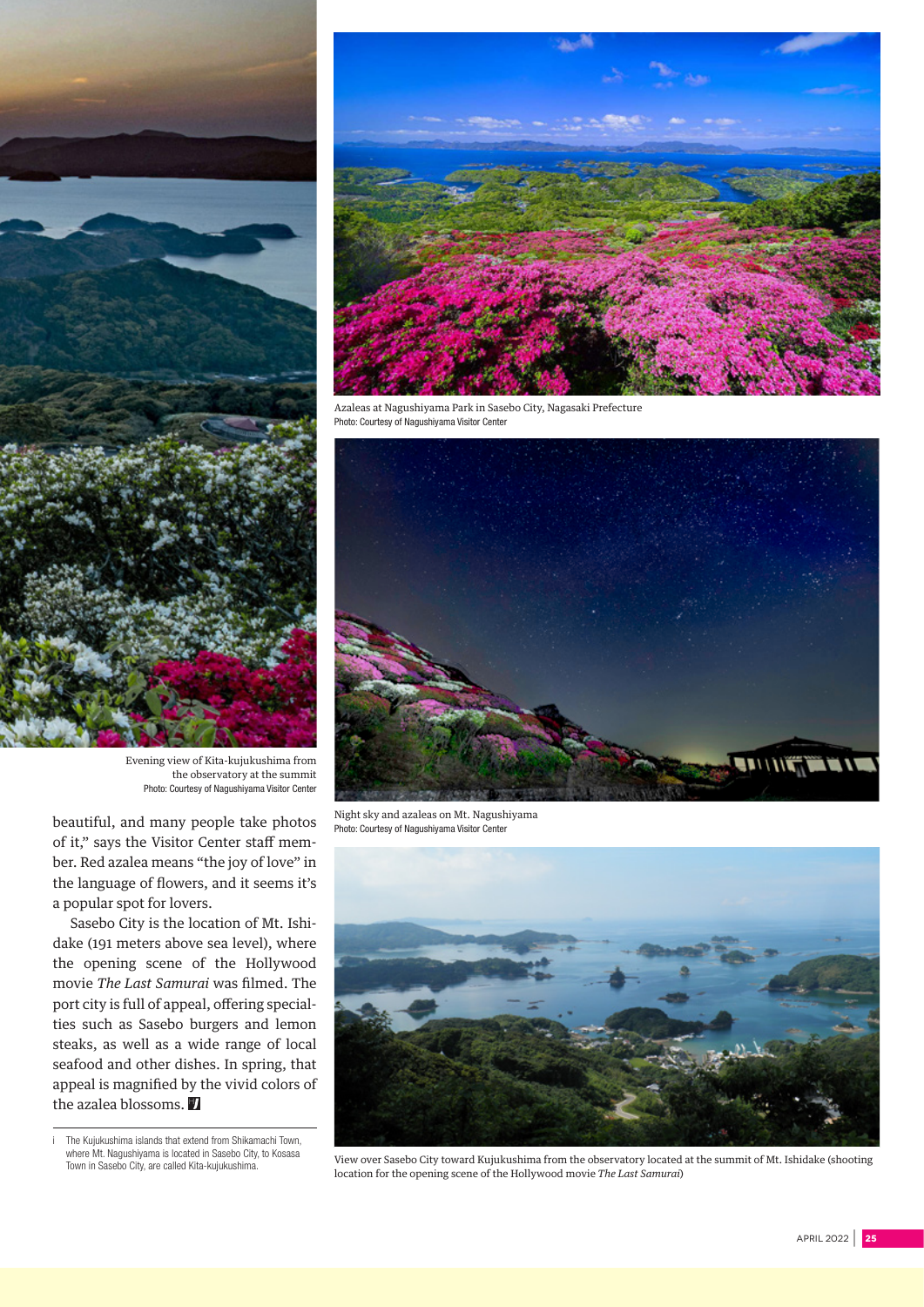Evening view of Kita-kujukushima from the observatory at the summit
Photo: Courtesy of Nagushiyama Visitor Center

beautiful, and many people take photos of it," says the Visitor Center staff member. Red azalea means "the joy of love" in the language of flowers, and it seems it's a popular spot for lovers.

Sasebo City is the location of Mt. Ishidake (191 meters above sea level), where the opening scene of the Hollywood movie *The Last Samurai* was filmed. The port city is full of appeal, offering specialties such as Sasebo burgers and lemon steaks, as well as a wide range of local seafood and other dishes. In spring, that appeal is magnified by the vivid colors of the azalea blossoms.

i The Kujukushima islands that extend from Shikamachi Town, where Mt. Nagushiyama is located in Sasebo City, to Kosasa Town in Sasebo City, are called Kita-kujukushima.

Azaleas at Nagushiyama Park in Sasebo City, Nagasaki Prefecture
Photo: Courtesy of Nagushiyama Visitor Center

Night sky and azaleas on Mt. Nagushiyama
Photo: Courtesy of Nagushiyama Visitor Center

View over Sasebo City toward Kujukushima from the observatory located at the summit of Mt. Ishidake (shooting location for the opening scene of the Hollywood movie *The Last Samurai*)